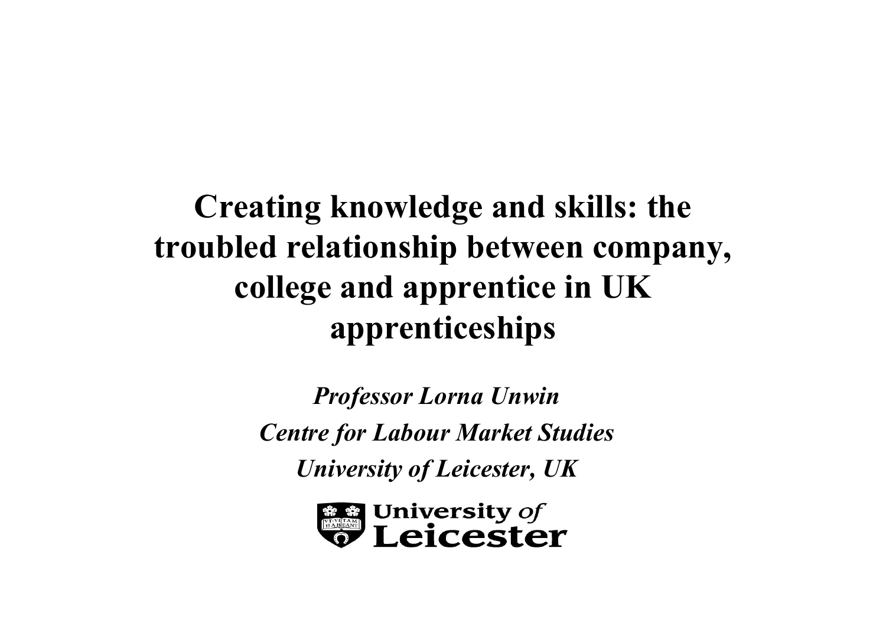# Creating knowledge and skills: the troubled relationship between company, college and apprentice in UK apprenticeships

*Professor Lorna Unwin*

*Centre for Labour Market Studies*

*University of Leicester, UK*

University *of* Leicester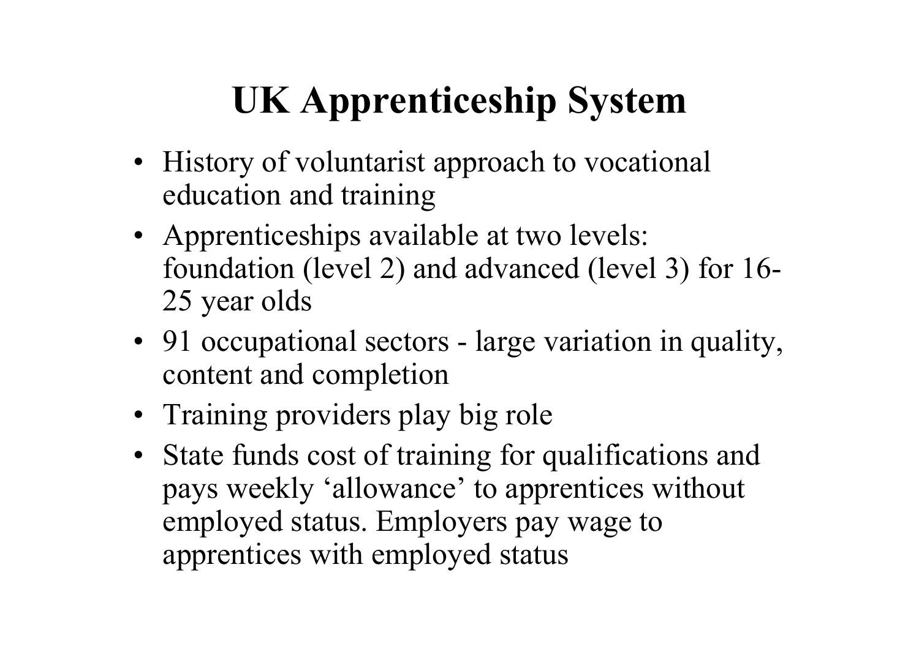# UK Apprenticeship System

- History of voluntarist approach to vocational education and training
- Apprenticeships available at two levels: foundation (level 2) and advanced (level 3) for 16-25 year olds
- 91 occupational sectors - large variation in quality, content and completion
- Training providers play big role
- State funds cost of training for qualifications and pays weekly 'allowance' to apprentices without employed status. Employers pay wage to apprentices with employed status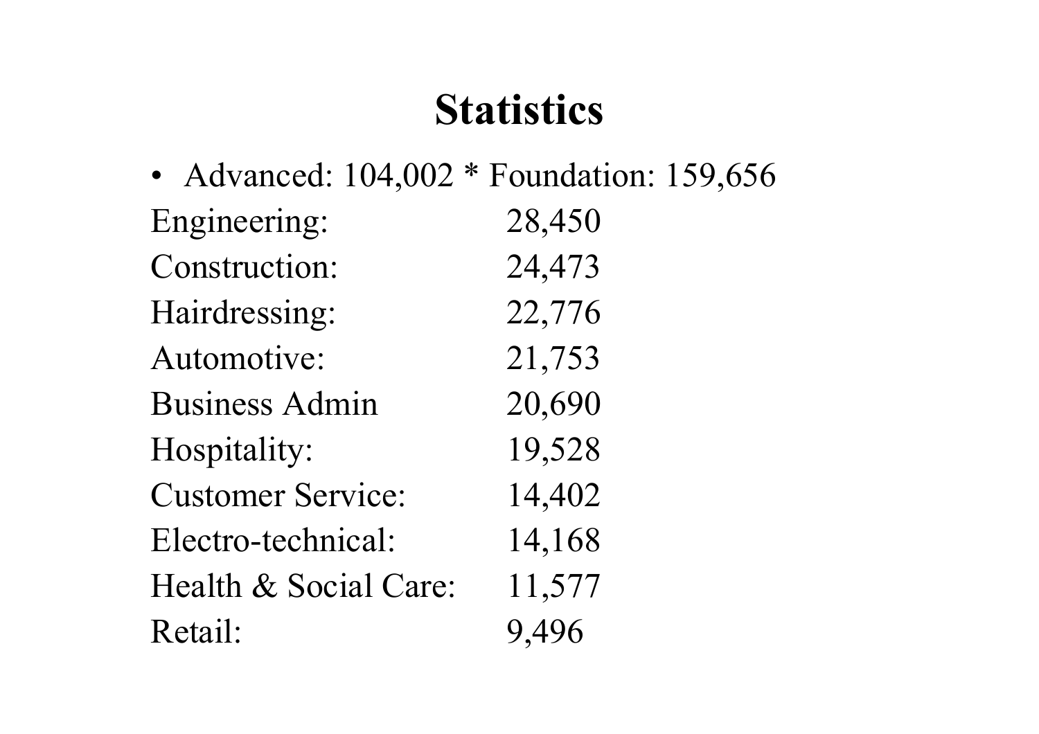# Statistics

- Advanced: 104,002 * Foundation: 159,656

| | |
|---|---|
| Engineering: | 28,450 |
| Construction: | 24,473 |
| Hairdressing: | 22,776 |
| Automotive: | 21,753 |
| Business Admin | 20,690 |
| Hospitality: | 19,528 |
| Customer Service: | 14,402 |
| Electro-technical: | 14,168 |
| Health & Social Care: | 11,577 |
| Retail: | 9,496 |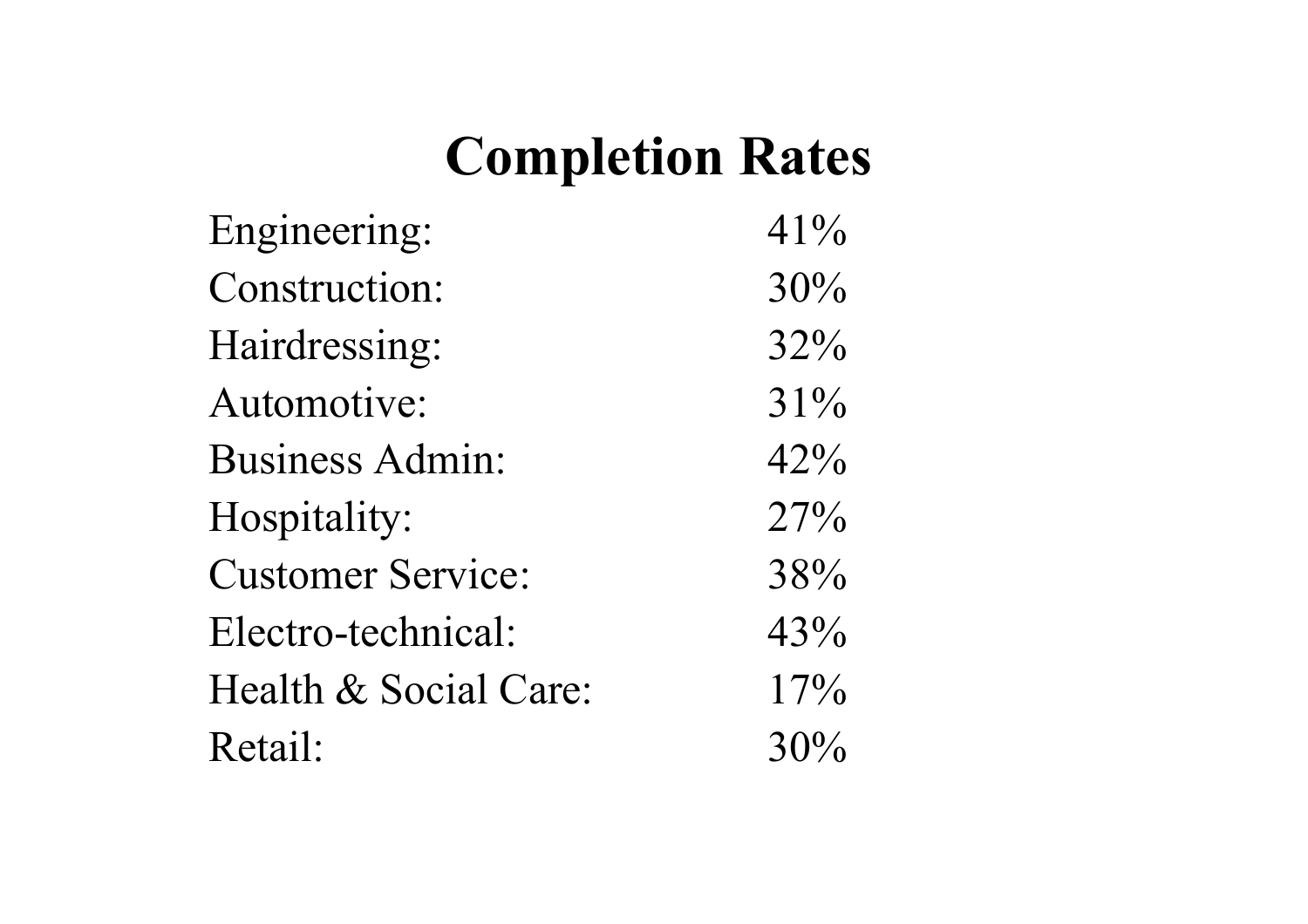# Completion Rates

| | |
|---|---|
| Engineering: | 41% |
| Construction: | 30% |
| Hairdressing: | 32% |
| Automotive: | 31% |
| Business Admin: | 42% |
| Hospitality: | 27% |
| Customer Service: | 38% |
| Electro-technical: | 43% |
| Health & Social Care: | 17% |
| Retail: | 30% |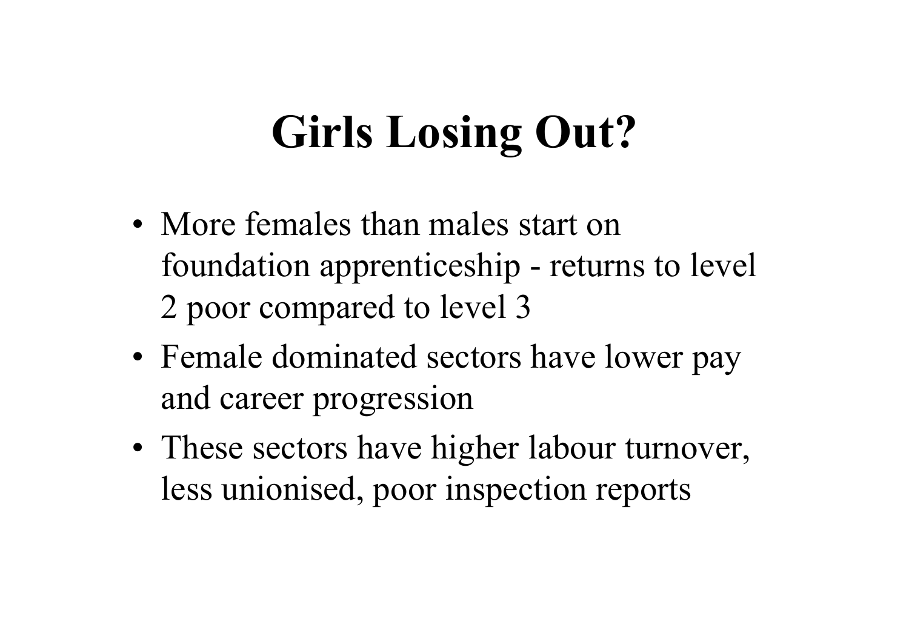# Girls Losing Out?

- More females than males start on foundation apprenticeship - returns to level 2 poor compared to level 3
- Female dominated sectors have lower pay and career progression
- These sectors have higher labour turnover, less unionised, poor inspection reports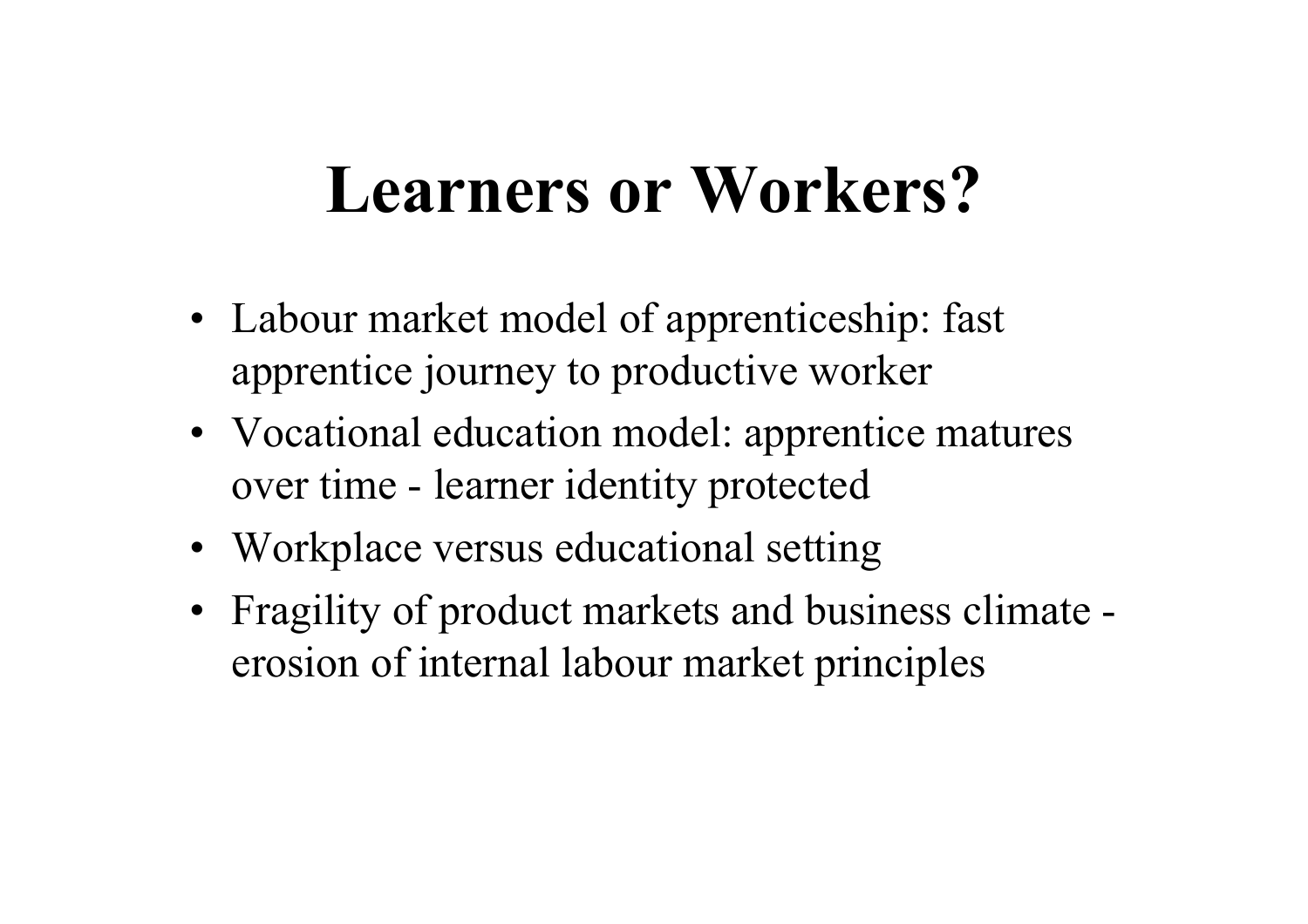# Learners or Workers?

- Labour market model of apprenticeship: fast apprentice journey to productive worker
- Vocational education model: apprentice matures over time - learner identity protected
- Workplace versus educational setting
- Fragility of product markets and business climate - erosion of internal labour market principles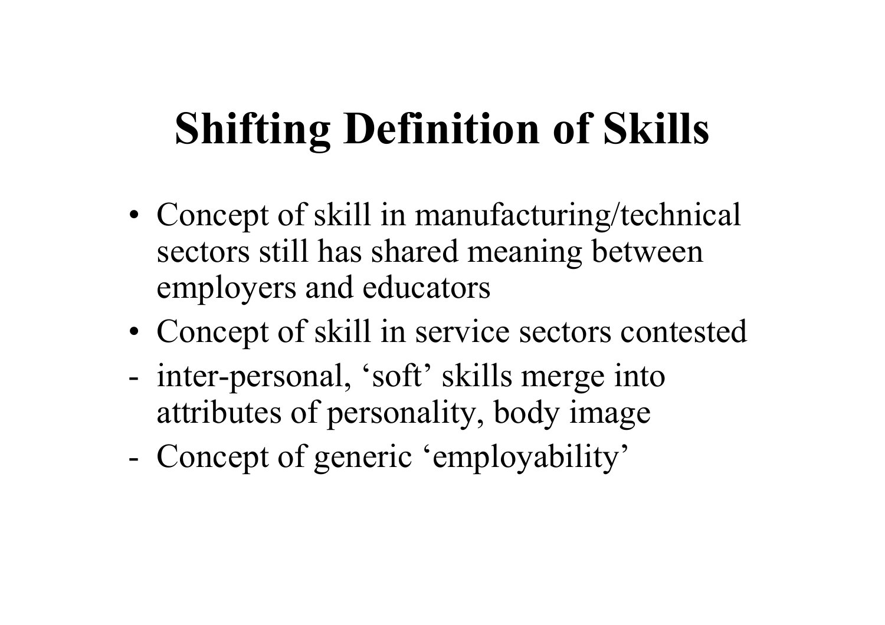# Shifting Definition of Skills

- Concept of skill in manufacturing/technical sectors still has shared meaning between employers and educators
- Concept of skill in service sectors contested

- inter-personal, 'soft' skills merge into attributes of personality, body image
- Concept of generic 'employability'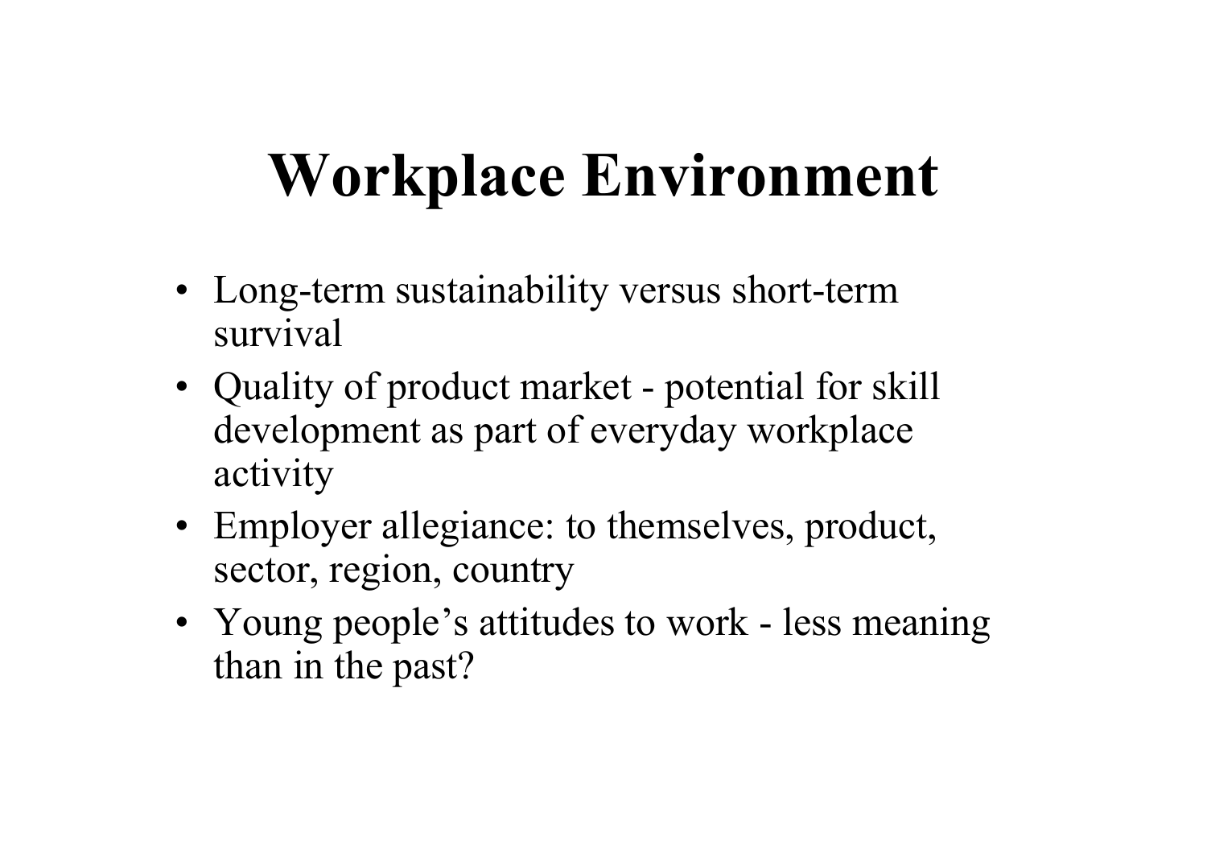# Workplace Environment

- Long-term sustainability versus short-term survival
- Quality of product market - potential for skill development as part of everyday workplace activity
- Employer allegiance: to themselves, product, sector, region, country
- Young people's attitudes to work - less meaning than in the past?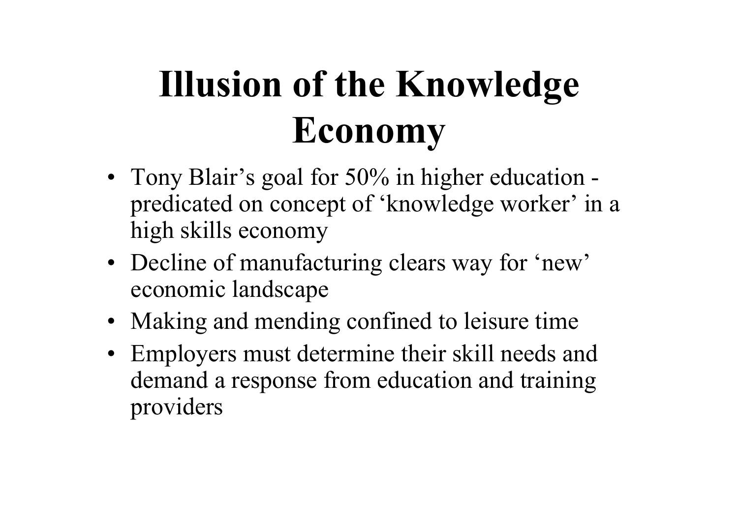# Illusion of the Knowledge Economy

- Tony Blair's goal for 50% in higher education - predicated on concept of 'knowledge worker' in a high skills economy
- Decline of manufacturing clears way for 'new' economic landscape
- Making and mending confined to leisure time
- Employers must determine their skill needs and demand a response from education and training providers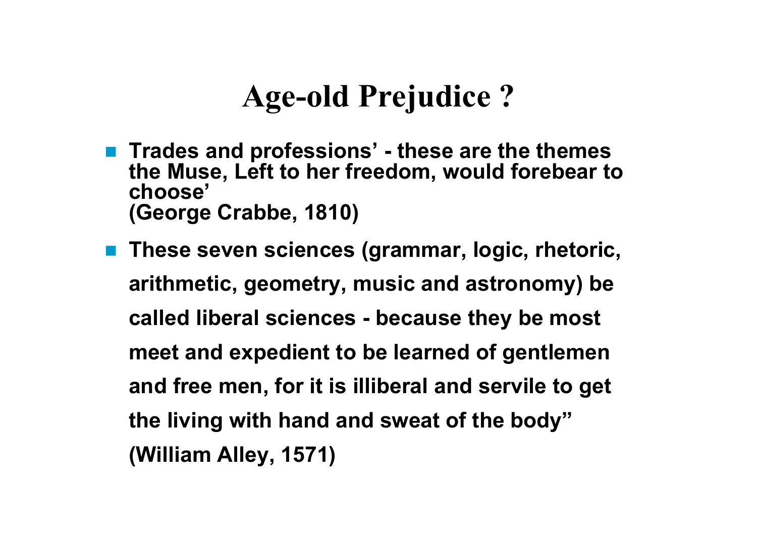# Age-old Prejudice ?

- Trades and professions' - these are the themes the Muse, Left to her freedom, would forebear to choose'
  (George Crabbe, 1810)
- These seven sciences (grammar, logic, rhetoric, arithmetic, geometry, music and astronomy) be called liberal sciences - because they be most meet and expedient to be learned of gentlemen and free men, for it is illiberal and servile to get the living with hand and sweat of the body"
  (William Alley, 1571)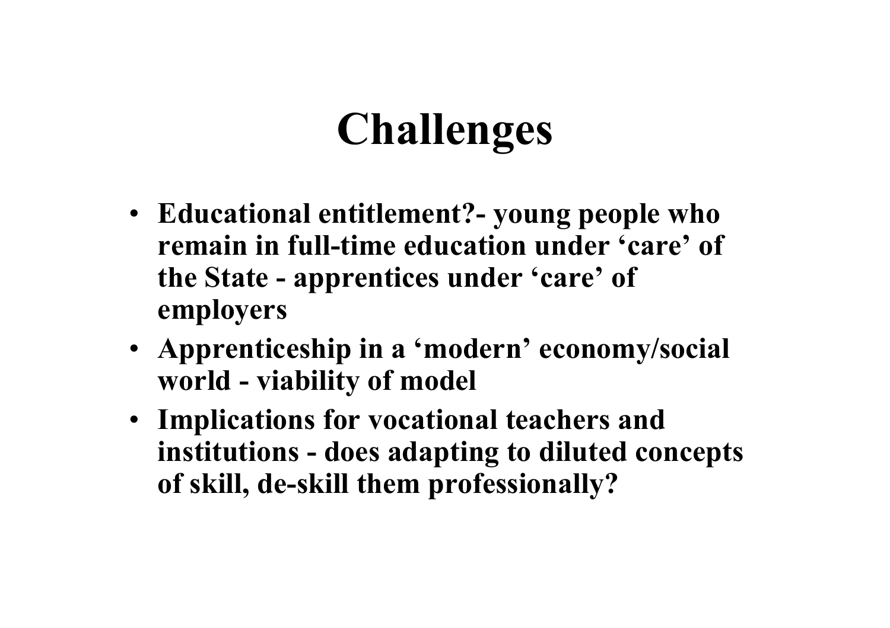# Challenges

- **Educational entitlement?- young people who remain in full-time education under 'care' of the State - apprentices under 'care' of employers**
- **Apprenticeship in a 'modern' economy/social world - viability of model**
- **Implications for vocational teachers and institutions - does adapting to diluted concepts of skill, de-skill them professionally?**